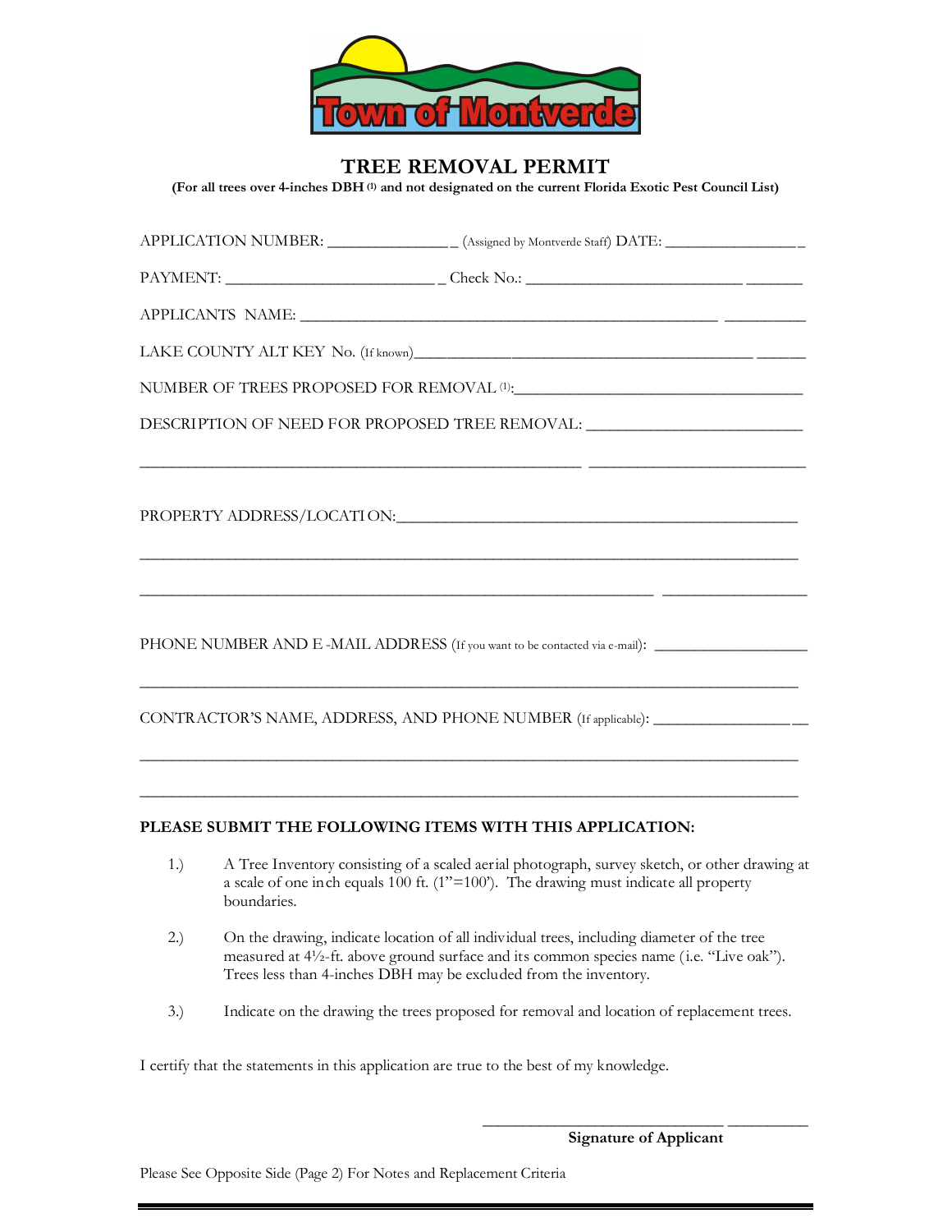Town of Montverde

# TREE REMOVAL PERMIT

**(For all trees over 4-inches DBH [1] and not designated on the current Florida Exotic Pest Council List)**

APPLICATION NUMBER: _______________ (Assigned by Montverde Staff) DATE: _________________

PAYMENT: _________________________ Check No.: _________________________________

APPLICANTS NAME: ___________________________________________________________

LAKE COUNTY ALT KEY No. (If known)__________________________________________________

NUMBER OF TREES PROPOSED FOR REMOVAL [1]:____________________________________

DESCRIPTION OF NEED FOR PROPOSED TREE REMOVAL: ___________________________

______________________________________________________________________________

PROPERTY ADDRESS/LOCATION:_______________________________________________

______________________________________________________________________________

______________________________________________________________________________

PHONE NUMBER AND E-MAIL ADDRESS (If you want to be contacted via e-mail): __________________

______________________________________________________________________________

CONTRACTOR'S NAME, ADDRESS, AND PHONE NUMBER (If applicable): ___________________

______________________________________________________________________________

______________________________________________________________________________

**PLEASE SUBMIT THE FOLLOWING ITEMS WITH THIS APPLICATION:**

1.) A Tree Inventory consisting of a scaled aerial photograph, survey sketch, or other drawing at a scale of one inch equals 100 ft. (1"=100'). The drawing must indicate all property boundaries.

2.) On the drawing, indicate location of all individual trees, including diameter of the tree measured at 4½-ft. above ground surface and its common species name (i.e. "Live oak"). Trees less than 4-inches DBH may be excluded from the inventory.

3.) Indicate on the drawing the trees proposed for removal and location of replacement trees.

I certify that the statements in this application are true to the best of my knowledge.

_________________________________

**Signature of Applicant**

Please See Opposite Side (Page 2) For Notes and Replacement Criteria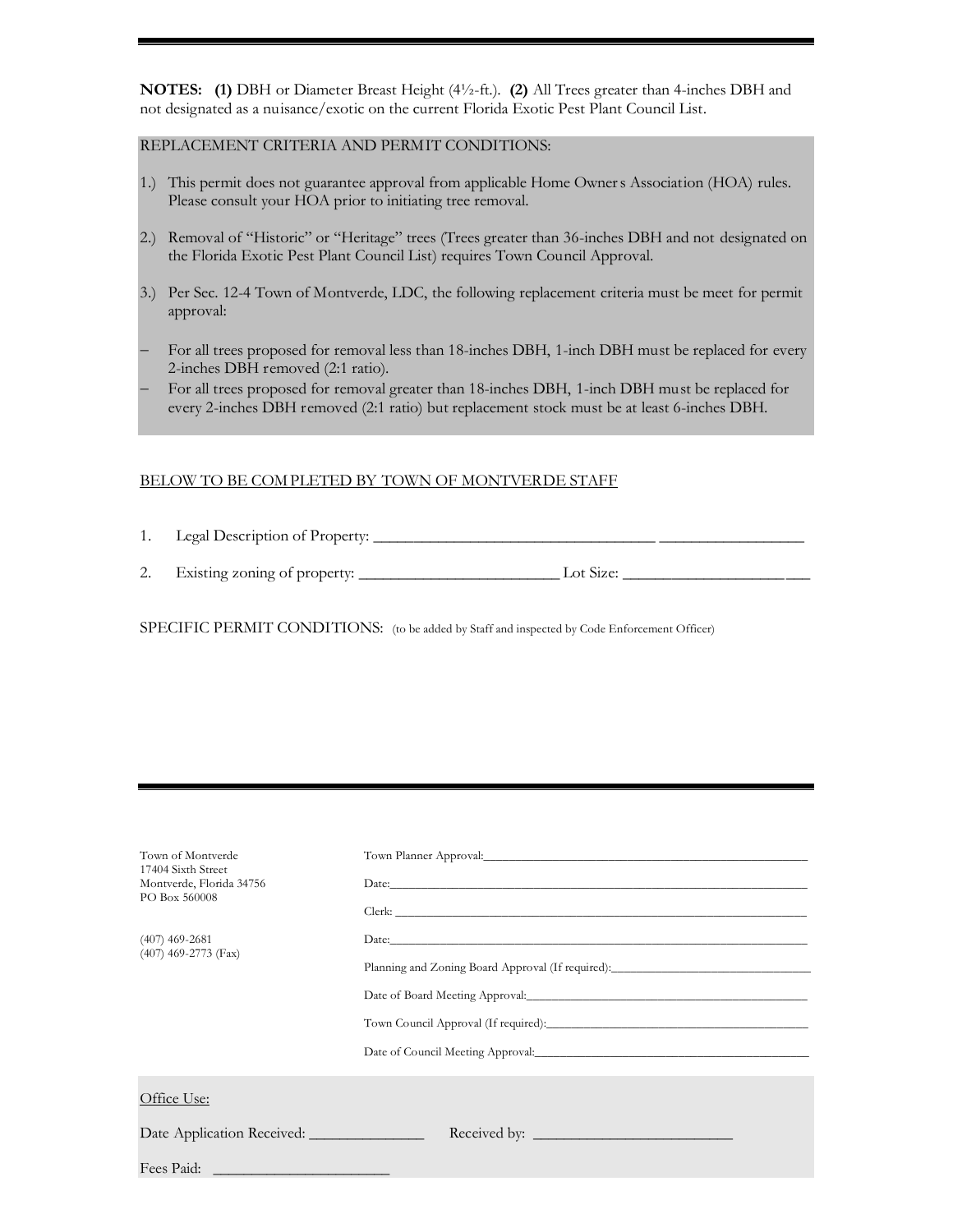**NOTES:** **(1)** DBH or Diameter Breast Height (4½-ft.). **(2)** All Trees greater than 4-inches DBH and not designated as a nuisance/exotic on the current Florida Exotic Pest Plant Council List.

REPLACEMENT CRITERIA AND PERMIT CONDITIONS:

1.) This permit does not guarantee approval from applicable Home Owners Association (HOA) rules. Please consult your HOA prior to initiating tree removal.

2.) Removal of “Historic” or “Heritage” trees (Trees greater than 36-inches DBH and not designated on the Florida Exotic Pest Plant Council List) requires Town Council Approval.

3.) Per Sec. 12-4 Town of Montverde, LDC, the following replacement criteria must be meet for permit approval:

- For all trees proposed for removal less than 18-inches DBH, 1-inch DBH must be replaced for every 2-inches DBH removed (2:1 ratio).
- For all trees proposed for removal greater than 18-inches DBH, 1-inch DBH must be replaced for every 2-inches DBH removed (2:1 ratio) but replacement stock must be at least 6-inches DBH.

BELOW TO BE COMPLETED BY TOWN OF MONTVERDE STAFF

1. Legal Description of Property: ___________________________________ __________________

2. Existing zoning of property: _________________________ Lot Size: _______________________

SPECIFIC PERMIT CONDITIONS: (to be added by Staff and inspected by Code Enforcement Officer)

Town of Montverde
17404 Sixth Street
Montverde, Florida 34756
PO Box 560008

(407) 469-2681
(407) 469-2773 (Fax)

Town Planner Approval:_______________________________________________

Date:_______________________________________________

Clerk: _______________________________________________

Date:_______________________________________________

Planning and Zoning Board Approval (If required):______________________________

Date of Board Meeting Approval:______________________________________

Town Council Approval (If required):___________________________________

Date of Council Meeting Approval:_____________________________________

Office Use:

Date Application Received: _______________ Received by: __________________________

Fees Paid: ______________________